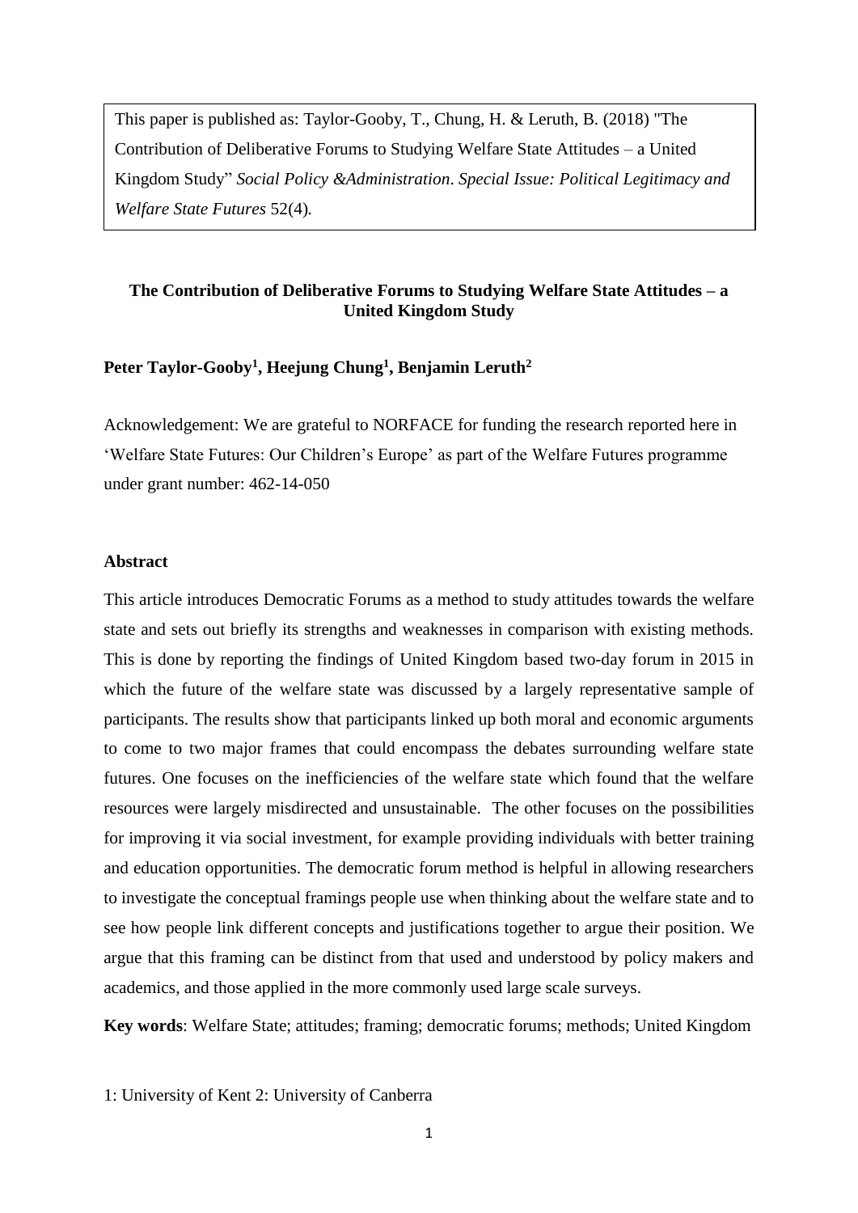This paper is published as: Taylor-Gooby, T., Chung, H. & Leruth, B. (2018) "The Contribution of Deliberative Forums to Studying Welfare State Attitudes – a United Kingdom Study" *Social Policy &Administration*. *Special Issue: Political Legitimacy and Welfare State Futures* 52(4).

# The Contribution of Deliberative Forums to Studying Welfare State Attitudes – a United Kingdom Study

**Peter Taylor-Gooby[1], Heejung Chung[1], Benjamin Leruth[2]**

Acknowledgement: We are grateful to NORFACE for funding the research reported here in 'Welfare State Futures: Our Children's Europe' as part of the Welfare Futures programme under grant number: 462-14-050

## Abstract

This article introduces Democratic Forums as a method to study attitudes towards the welfare state and sets out briefly its strengths and weaknesses in comparison with existing methods. This is done by reporting the findings of United Kingdom based two-day forum in 2015 in which the future of the welfare state was discussed by a largely representative sample of participants. The results show that participants linked up both moral and economic arguments to come to two major frames that could encompass the debates surrounding welfare state futures. One focuses on the inefficiencies of the welfare state which found that the welfare resources were largely misdirected and unsustainable. The other focuses on the possibilities for improving it via social investment, for example providing individuals with better training and education opportunities. The democratic forum method is helpful in allowing researchers to investigate the conceptual framings people use when thinking about the welfare state and to see how people link different concepts and justifications together to argue their position. We argue that this framing can be distinct from that used and understood by policy makers and academics, and those applied in the more commonly used large scale surveys.

**Key words**: Welfare State; attitudes; framing; democratic forums; methods; United Kingdom

1: University of Kent 2: University of Canberra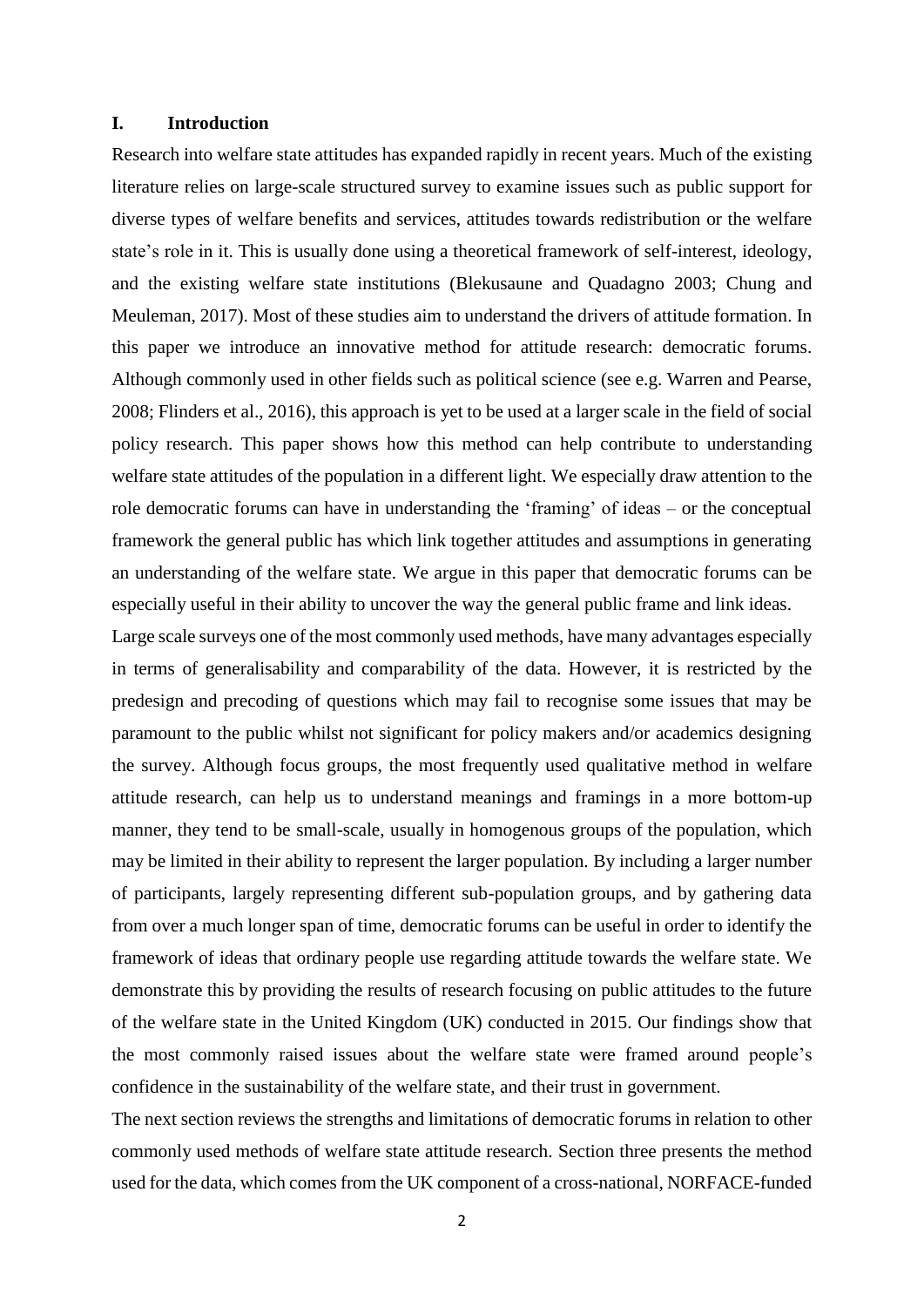## I. Introduction

Research into welfare state attitudes has expanded rapidly in recent years. Much of the existing literature relies on large-scale structured survey to examine issues such as public support for diverse types of welfare benefits and services, attitudes towards redistribution or the welfare state's role in it. This is usually done using a theoretical framework of self-interest, ideology, and the existing welfare state institutions (Blekusaune and Quadagno 2003; Chung and Meuleman, 2017). Most of these studies aim to understand the drivers of attitude formation. In this paper we introduce an innovative method for attitude research: democratic forums. Although commonly used in other fields such as political science (see e.g. Warren and Pearse, 2008; Flinders et al., 2016), this approach is yet to be used at a larger scale in the field of social policy research. This paper shows how this method can help contribute to understanding welfare state attitudes of the population in a different light. We especially draw attention to the role democratic forums can have in understanding the 'framing' of ideas – or the conceptual framework the general public has which link together attitudes and assumptions in generating an understanding of the welfare state. We argue in this paper that democratic forums can be especially useful in their ability to uncover the way the general public frame and link ideas.

Large scale surveys one of the most commonly used methods, have many advantages especially in terms of generalisability and comparability of the data. However, it is restricted by the predesign and precoding of questions which may fail to recognise some issues that may be paramount to the public whilst not significant for policy makers and/or academics designing the survey. Although focus groups, the most frequently used qualitative method in welfare attitude research, can help us to understand meanings and framings in a more bottom-up manner, they tend to be small-scale, usually in homogenous groups of the population, which may be limited in their ability to represent the larger population. By including a larger number of participants, largely representing different sub-population groups, and by gathering data from over a much longer span of time, democratic forums can be useful in order to identify the framework of ideas that ordinary people use regarding attitude towards the welfare state. We demonstrate this by providing the results of research focusing on public attitudes to the future of the welfare state in the United Kingdom (UK) conducted in 2015. Our findings show that the most commonly raised issues about the welfare state were framed around people's confidence in the sustainability of the welfare state, and their trust in government.

The next section reviews the strengths and limitations of democratic forums in relation to other commonly used methods of welfare state attitude research. Section three presents the method used for the data, which comes from the UK component of a cross-national, NORFACE-funded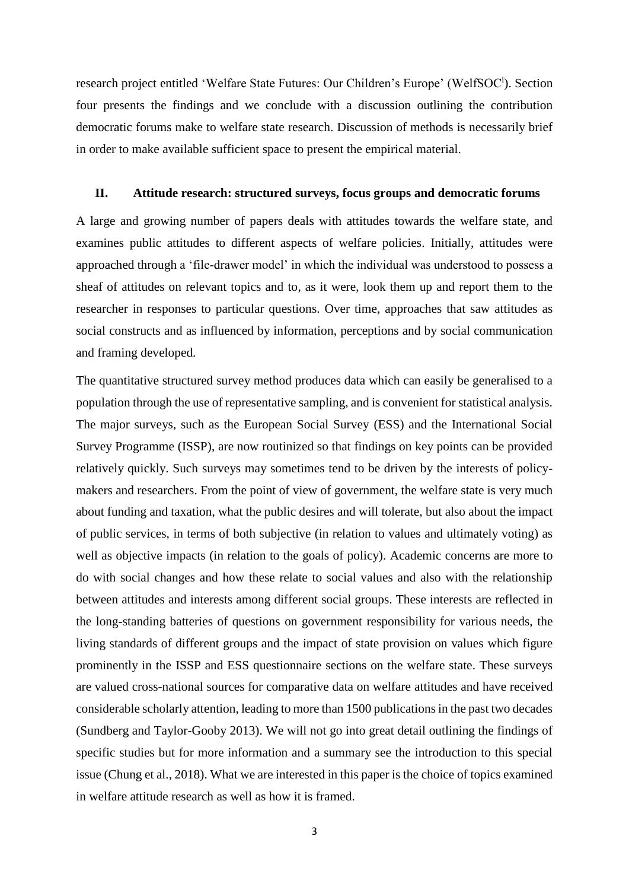research project entitled 'Welfare State Futures: Our Children's Europe' (WelfSOC[i]). Section four presents the findings and we conclude with a discussion outlining the contribution democratic forums make to welfare state research. Discussion of methods is necessarily brief in order to make available sufficient space to present the empirical material.

## II. Attitude research: structured surveys, focus groups and democratic forums

A large and growing number of papers deals with attitudes towards the welfare state, and examines public attitudes to different aspects of welfare policies. Initially, attitudes were approached through a 'file-drawer model' in which the individual was understood to possess a sheaf of attitudes on relevant topics and to, as it were, look them up and report them to the researcher in responses to particular questions. Over time, approaches that saw attitudes as social constructs and as influenced by information, perceptions and by social communication and framing developed.

The quantitative structured survey method produces data which can easily be generalised to a population through the use of representative sampling, and is convenient for statistical analysis. The major surveys, such as the European Social Survey (ESS) and the International Social Survey Programme (ISSP), are now routinized so that findings on key points can be provided relatively quickly. Such surveys may sometimes tend to be driven by the interests of policy-makers and researchers. From the point of view of government, the welfare state is very much about funding and taxation, what the public desires and will tolerate, but also about the impact of public services, in terms of both subjective (in relation to values and ultimately voting) as well as objective impacts (in relation to the goals of policy). Academic concerns are more to do with social changes and how these relate to social values and also with the relationship between attitudes and interests among different social groups. These interests are reflected in the long-standing batteries of questions on government responsibility for various needs, the living standards of different groups and the impact of state provision on values which figure prominently in the ISSP and ESS questionnaire sections on the welfare state. These surveys are valued cross-national sources for comparative data on welfare attitudes and have received considerable scholarly attention, leading to more than 1500 publications in the past two decades (Sundberg and Taylor-Gooby 2013). We will not go into great detail outlining the findings of specific studies but for more information and a summary see the introduction to this special issue (Chung et al., 2018). What we are interested in this paper is the choice of topics examined in welfare attitude research as well as how it is framed.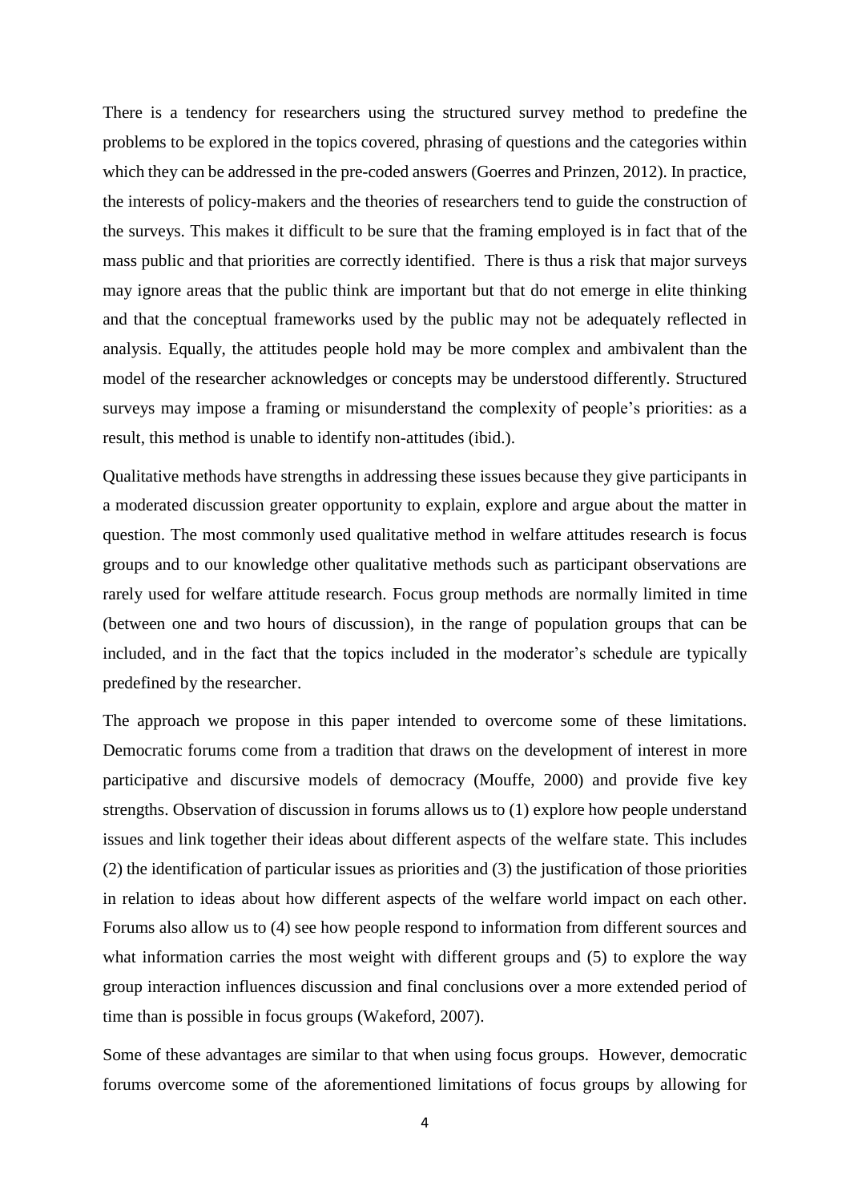There is a tendency for researchers using the structured survey method to predefine the problems to be explored in the topics covered, phrasing of questions and the categories within which they can be addressed in the pre-coded answers (Goerres and Prinzen, 2012). In practice, the interests of policy-makers and the theories of researchers tend to guide the construction of the surveys. This makes it difficult to be sure that the framing employed is in fact that of the mass public and that priorities are correctly identified. There is thus a risk that major surveys may ignore areas that the public think are important but that do not emerge in elite thinking and that the conceptual frameworks used by the public may not be adequately reflected in analysis. Equally, the attitudes people hold may be more complex and ambivalent than the model of the researcher acknowledges or concepts may be understood differently. Structured surveys may impose a framing or misunderstand the complexity of people's priorities: as a result, this method is unable to identify non-attitudes (ibid.).

Qualitative methods have strengths in addressing these issues because they give participants in a moderated discussion greater opportunity to explain, explore and argue about the matter in question. The most commonly used qualitative method in welfare attitudes research is focus groups and to our knowledge other qualitative methods such as participant observations are rarely used for welfare attitude research. Focus group methods are normally limited in time (between one and two hours of discussion), in the range of population groups that can be included, and in the fact that the topics included in the moderator's schedule are typically predefined by the researcher.

The approach we propose in this paper intended to overcome some of these limitations. Democratic forums come from a tradition that draws on the development of interest in more participative and discursive models of democracy (Mouffe, 2000) and provide five key strengths. Observation of discussion in forums allows us to (1) explore how people understand issues and link together their ideas about different aspects of the welfare state. This includes (2) the identification of particular issues as priorities and (3) the justification of those priorities in relation to ideas about how different aspects of the welfare world impact on each other. Forums also allow us to (4) see how people respond to information from different sources and what information carries the most weight with different groups and (5) to explore the way group interaction influences discussion and final conclusions over a more extended period of time than is possible in focus groups (Wakeford, 2007).

Some of these advantages are similar to that when using focus groups. However, democratic forums overcome some of the aforementioned limitations of focus groups by allowing for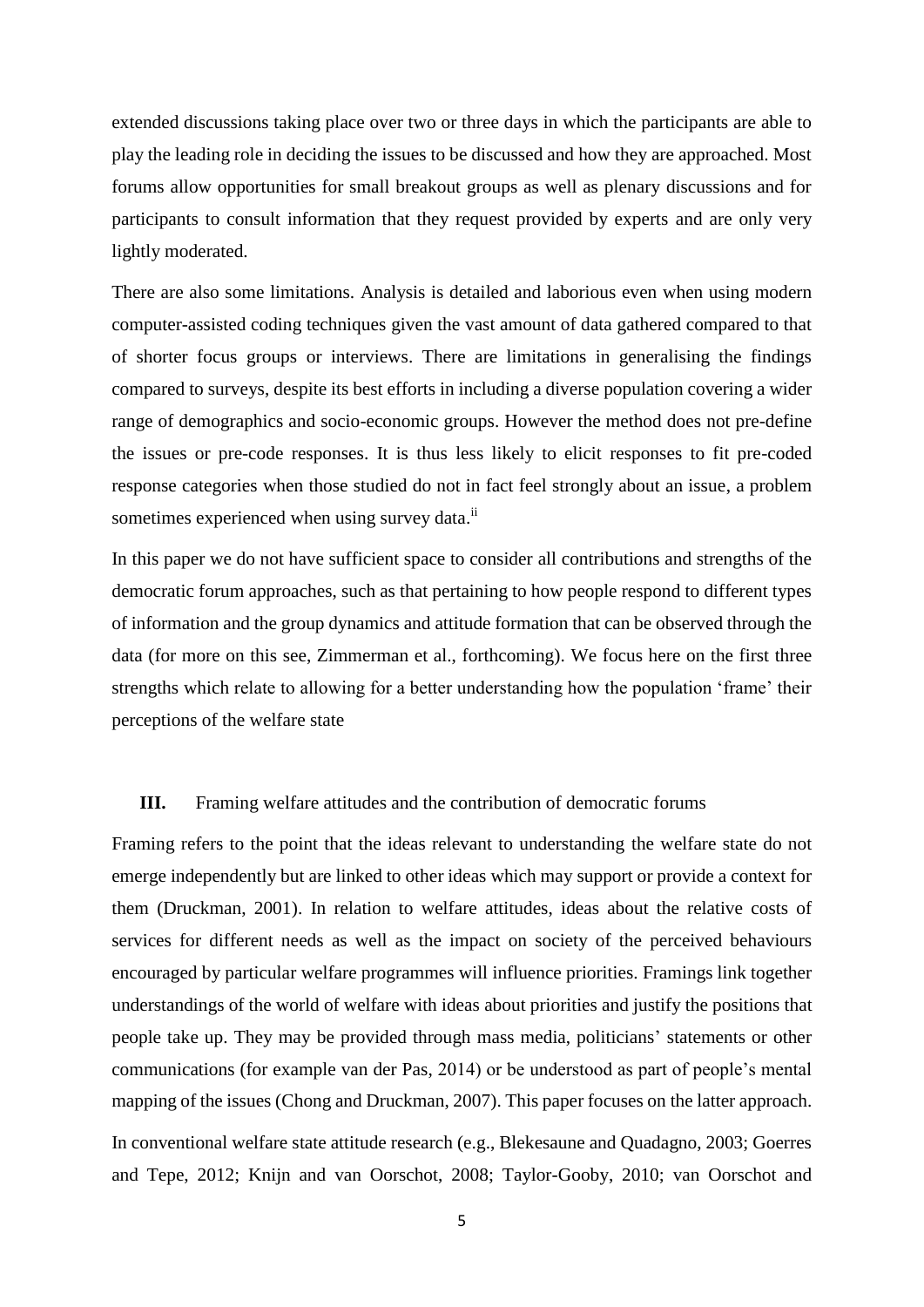extended discussions taking place over two or three days in which the participants are able to play the leading role in deciding the issues to be discussed and how they are approached. Most forums allow opportunities for small breakout groups as well as plenary discussions and for participants to consult information that they request provided by experts and are only very lightly moderated.

There are also some limitations. Analysis is detailed and laborious even when using modern computer-assisted coding techniques given the vast amount of data gathered compared to that of shorter focus groups or interviews. There are limitations in generalising the findings compared to surveys, despite its best efforts in including a diverse population covering a wider range of demographics and socio-economic groups. However the method does not pre-define the issues or pre-code responses. It is thus less likely to elicit responses to fit pre-coded response categories when those studied do not in fact feel strongly about an issue, a problem sometimes experienced when using survey data.[ii]

In this paper we do not have sufficient space to consider all contributions and strengths of the democratic forum approaches, such as that pertaining to how people respond to different types of information and the group dynamics and attitude formation that can be observed through the data (for more on this see, Zimmerman et al., forthcoming). We focus here on the first three strengths which relate to allowing for a better understanding how the population 'frame' their perceptions of the welfare state

## III. Framing welfare attitudes and the contribution of democratic forums

Framing refers to the point that the ideas relevant to understanding the welfare state do not emerge independently but are linked to other ideas which may support or provide a context for them (Druckman, 2001). In relation to welfare attitudes, ideas about the relative costs of services for different needs as well as the impact on society of the perceived behaviours encouraged by particular welfare programmes will influence priorities. Framings link together understandings of the world of welfare with ideas about priorities and justify the positions that people take up. They may be provided through mass media, politicians' statements or other communications (for example van der Pas, 2014) or be understood as part of people's mental mapping of the issues (Chong and Druckman, 2007). This paper focuses on the latter approach.

In conventional welfare state attitude research (e.g., Blekesaune and Quadagno, 2003; Goerres and Tepe, 2012; Knijn and van Oorschot, 2008; Taylor-Gooby, 2010; van Oorschot and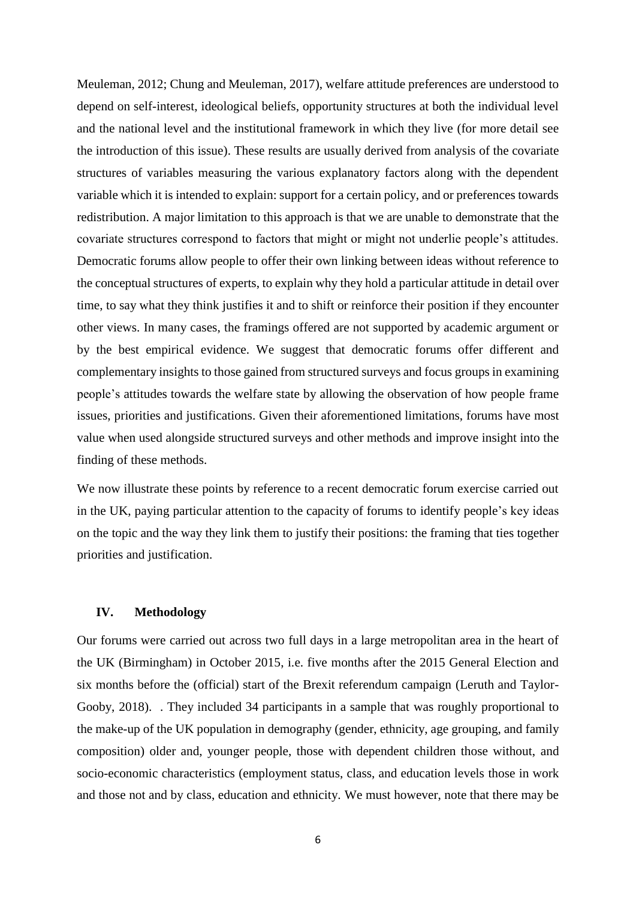Meuleman, 2012; Chung and Meuleman, 2017), welfare attitude preferences are understood to depend on self-interest, ideological beliefs, opportunity structures at both the individual level and the national level and the institutional framework in which they live (for more detail see the introduction of this issue). These results are usually derived from analysis of the covariate structures of variables measuring the various explanatory factors along with the dependent variable which it is intended to explain: support for a certain policy, and or preferences towards redistribution. A major limitation to this approach is that we are unable to demonstrate that the covariate structures correspond to factors that might or might not underlie people's attitudes. Democratic forums allow people to offer their own linking between ideas without reference to the conceptual structures of experts, to explain why they hold a particular attitude in detail over time, to say what they think justifies it and to shift or reinforce their position if they encounter other views. In many cases, the framings offered are not supported by academic argument or by the best empirical evidence. We suggest that democratic forums offer different and complementary insights to those gained from structured surveys and focus groups in examining people's attitudes towards the welfare state by allowing the observation of how people frame issues, priorities and justifications. Given their aforementioned limitations, forums have most value when used alongside structured surveys and other methods and improve insight into the finding of these methods.

We now illustrate these points by reference to a recent democratic forum exercise carried out in the UK, paying particular attention to the capacity of forums to identify people's key ideas on the topic and the way they link them to justify their positions: the framing that ties together priorities and justification.

## IV. Methodology

Our forums were carried out across two full days in a large metropolitan area in the heart of the UK (Birmingham) in October 2015, i.e. five months after the 2015 General Election and six months before the (official) start of the Brexit referendum campaign (Leruth and Taylor-Gooby, 2018). . They included 34 participants in a sample that was roughly proportional to the make-up of the UK population in demography (gender, ethnicity, age grouping, and family composition) older and, younger people, those with dependent children those without, and socio-economic characteristics (employment status, class, and education levels those in work and those not and by class, education and ethnicity. We must however, note that there may be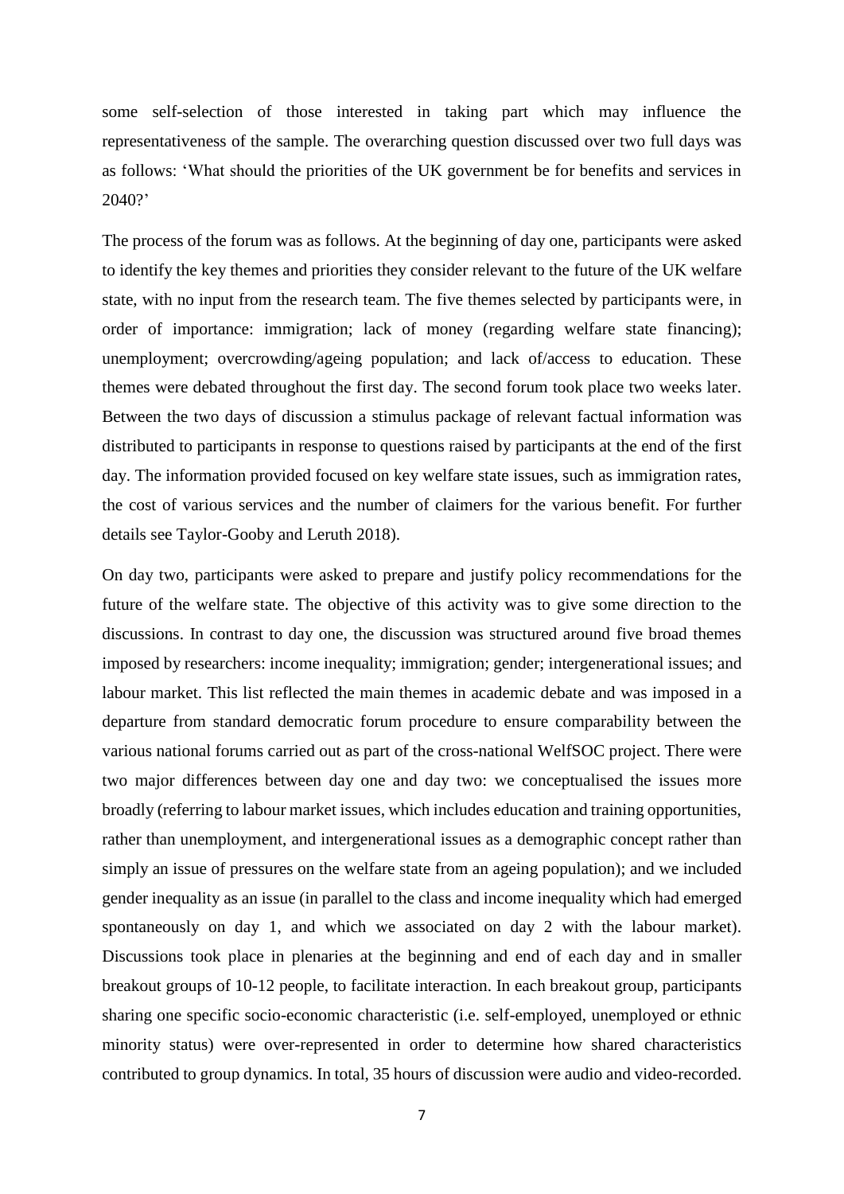some self-selection of those interested in taking part which may influence the representativeness of the sample. The overarching question discussed over two full days was as follows: 'What should the priorities of the UK government be for benefits and services in 2040?'

The process of the forum was as follows. At the beginning of day one, participants were asked to identify the key themes and priorities they consider relevant to the future of the UK welfare state, with no input from the research team. The five themes selected by participants were, in order of importance: immigration; lack of money (regarding welfare state financing); unemployment; overcrowding/ageing population; and lack of/access to education. These themes were debated throughout the first day. The second forum took place two weeks later. Between the two days of discussion a stimulus package of relevant factual information was distributed to participants in response to questions raised by participants at the end of the first day. The information provided focused on key welfare state issues, such as immigration rates, the cost of various services and the number of claimers for the various benefit. For further details see Taylor-Gooby and Leruth 2018).

On day two, participants were asked to prepare and justify policy recommendations for the future of the welfare state. The objective of this activity was to give some direction to the discussions. In contrast to day one, the discussion was structured around five broad themes imposed by researchers: income inequality; immigration; gender; intergenerational issues; and labour market. This list reflected the main themes in academic debate and was imposed in a departure from standard democratic forum procedure to ensure comparability between the various national forums carried out as part of the cross-national WelfSOC project. There were two major differences between day one and day two: we conceptualised the issues more broadly (referring to labour market issues, which includes education and training opportunities, rather than unemployment, and intergenerational issues as a demographic concept rather than simply an issue of pressures on the welfare state from an ageing population); and we included gender inequality as an issue (in parallel to the class and income inequality which had emerged spontaneously on day 1, and which we associated on day 2 with the labour market). Discussions took place in plenaries at the beginning and end of each day and in smaller breakout groups of 10-12 people, to facilitate interaction. In each breakout group, participants sharing one specific socio-economic characteristic (i.e. self-employed, unemployed or ethnic minority status) were over-represented in order to determine how shared characteristics contributed to group dynamics. In total, 35 hours of discussion were audio and video-recorded.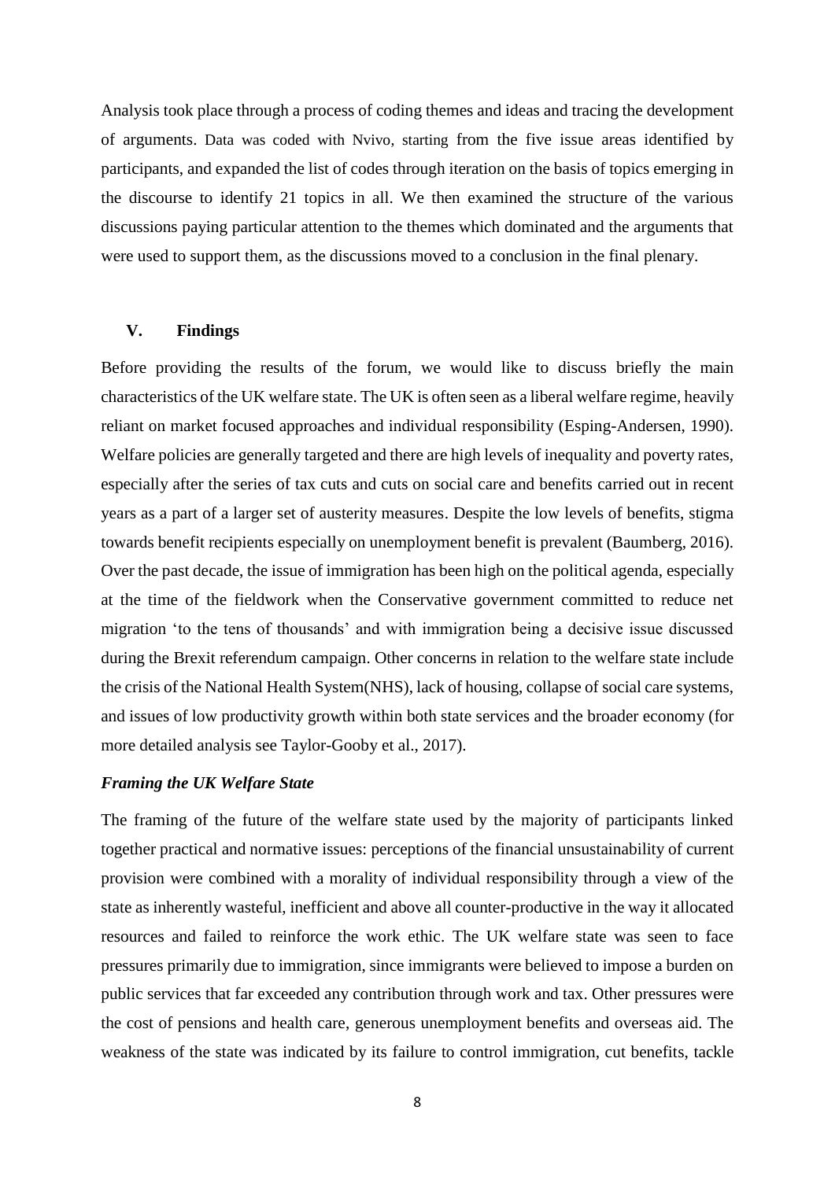Analysis took place through a process of coding themes and ideas and tracing the development of arguments. Data was coded with Nvivo, starting from the five issue areas identified by participants, and expanded the list of codes through iteration on the basis of topics emerging in the discourse to identify 21 topics in all. We then examined the structure of the various discussions paying particular attention to the themes which dominated and the arguments that were used to support them, as the discussions moved to a conclusion in the final plenary.

## V. Findings

Before providing the results of the forum, we would like to discuss briefly the main characteristics of the UK welfare state. The UK is often seen as a liberal welfare regime, heavily reliant on market focused approaches and individual responsibility (Esping-Andersen, 1990). Welfare policies are generally targeted and there are high levels of inequality and poverty rates, especially after the series of tax cuts and cuts on social care and benefits carried out in recent years as a part of a larger set of austerity measures. Despite the low levels of benefits, stigma towards benefit recipients especially on unemployment benefit is prevalent (Baumberg, 2016). Over the past decade, the issue of immigration has been high on the political agenda, especially at the time of the fieldwork when the Conservative government committed to reduce net migration 'to the tens of thousands' and with immigration being a decisive issue discussed during the Brexit referendum campaign. Other concerns in relation to the welfare state include the crisis of the National Health System(NHS), lack of housing, collapse of social care systems, and issues of low productivity growth within both state services and the broader economy (for more detailed analysis see Taylor-Gooby et al., 2017).

### *Framing the UK Welfare State*

The framing of the future of the welfare state used by the majority of participants linked together practical and normative issues: perceptions of the financial unsustainability of current provision were combined with a morality of individual responsibility through a view of the state as inherently wasteful, inefficient and above all counter-productive in the way it allocated resources and failed to reinforce the work ethic. The UK welfare state was seen to face pressures primarily due to immigration, since immigrants were believed to impose a burden on public services that far exceeded any contribution through work and tax. Other pressures were the cost of pensions and health care, generous unemployment benefits and overseas aid. The weakness of the state was indicated by its failure to control immigration, cut benefits, tackle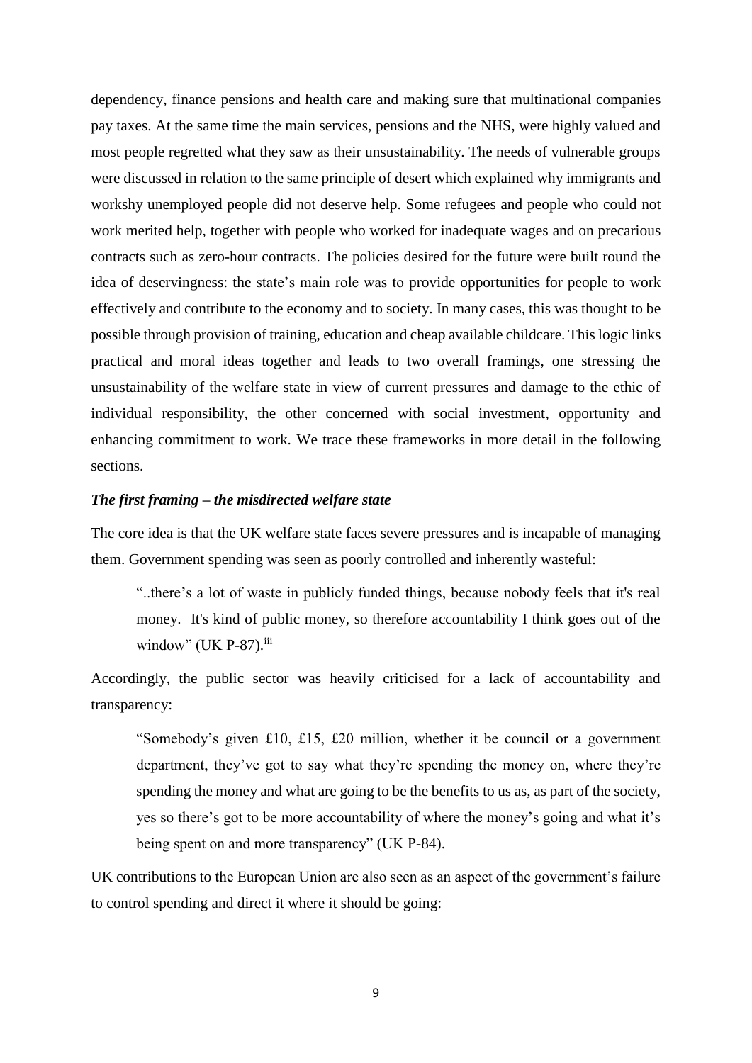dependency, finance pensions and health care and making sure that multinational companies pay taxes. At the same time the main services, pensions and the NHS, were highly valued and most people regretted what they saw as their unsustainability. The needs of vulnerable groups were discussed in relation to the same principle of desert which explained why immigrants and workshy unemployed people did not deserve help. Some refugees and people who could not work merited help, together with people who worked for inadequate wages and on precarious contracts such as zero-hour contracts. The policies desired for the future were built round the idea of deservingness: the state's main role was to provide opportunities for people to work effectively and contribute to the economy and to society. In many cases, this was thought to be possible through provision of training, education and cheap available childcare. This logic links practical and moral ideas together and leads to two overall framings, one stressing the unsustainability of the welfare state in view of current pressures and damage to the ethic of individual responsibility, the other concerned with social investment, opportunity and enhancing commitment to work. We trace these frameworks in more detail in the following sections.

### *The first framing – the misdirected welfare state*

The core idea is that the UK welfare state faces severe pressures and is incapable of managing them. Government spending was seen as poorly controlled and inherently wasteful:

> "..there's a lot of waste in publicly funded things, because nobody feels that it's real money. It's kind of public money, so therefore accountability I think goes out of the window" (UK P-87).[iii]

Accordingly, the public sector was heavily criticised for a lack of accountability and transparency:

> "Somebody's given £10, £15, £20 million, whether it be council or a government department, they've got to say what they're spending the money on, where they're spending the money and what are going to be the benefits to us as, as part of the society, yes so there's got to be more accountability of where the money's going and what it's being spent on and more transparency" (UK P-84).

UK contributions to the European Union are also seen as an aspect of the government's failure to control spending and direct it where it should be going: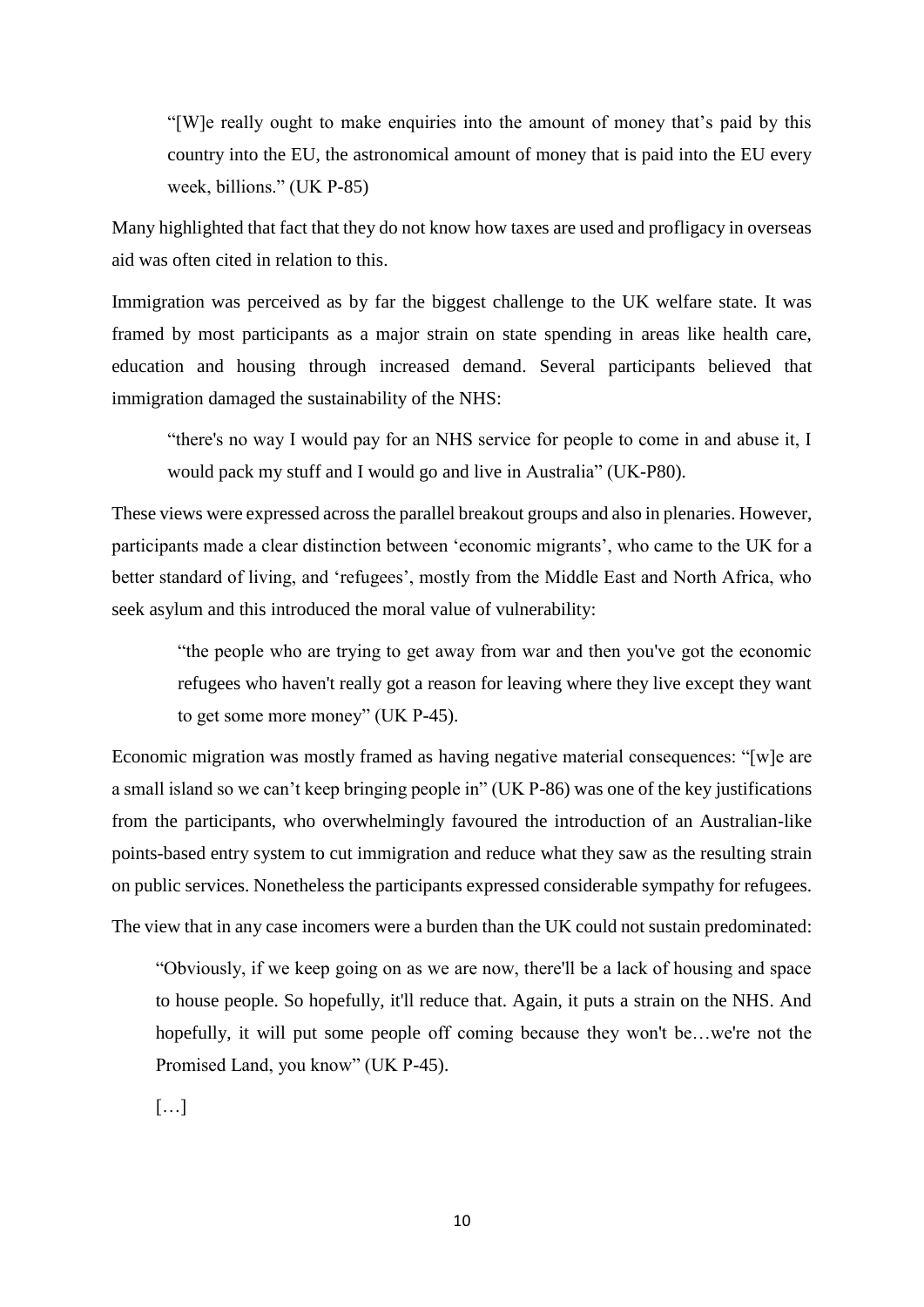> "[W]e really ought to make enquiries into the amount of money that's paid by this country into the EU, the astronomical amount of money that is paid into the EU every week, billions." (UK P-85)

Many highlighted that fact that they do not know how taxes are used and profligacy in overseas aid was often cited in relation to this.

Immigration was perceived as by far the biggest challenge to the UK welfare state. It was framed by most participants as a major strain on state spending in areas like health care, education and housing through increased demand. Several participants believed that immigration damaged the sustainability of the NHS:

> "there's no way I would pay for an NHS service for people to come in and abuse it, I would pack my stuff and I would go and live in Australia" (UK-P80).

These views were expressed across the parallel breakout groups and also in plenaries. However, participants made a clear distinction between 'economic migrants', who came to the UK for a better standard of living, and 'refugees', mostly from the Middle East and North Africa, who seek asylum and this introduced the moral value of vulnerability:

> "the people who are trying to get away from war and then you've got the economic refugees who haven't really got a reason for leaving where they live except they want to get some more money" (UK P-45).

Economic migration was mostly framed as having negative material consequences: "[w]e are a small island so we can't keep bringing people in" (UK P-86) was one of the key justifications from the participants, who overwhelmingly favoured the introduction of an Australian-like points-based entry system to cut immigration and reduce what they saw as the resulting strain on public services. Nonetheless the participants expressed considerable sympathy for refugees.

The view that in any case incomers were a burden than the UK could not sustain predominated:

> "Obviously, if we keep going on as we are now, there'll be a lack of housing and space to house people. So hopefully, it'll reduce that. Again, it puts a strain on the NHS. And hopefully, it will put some people off coming because they won't be…we're not the Promised Land, you know" (UK P-45).
>
> […]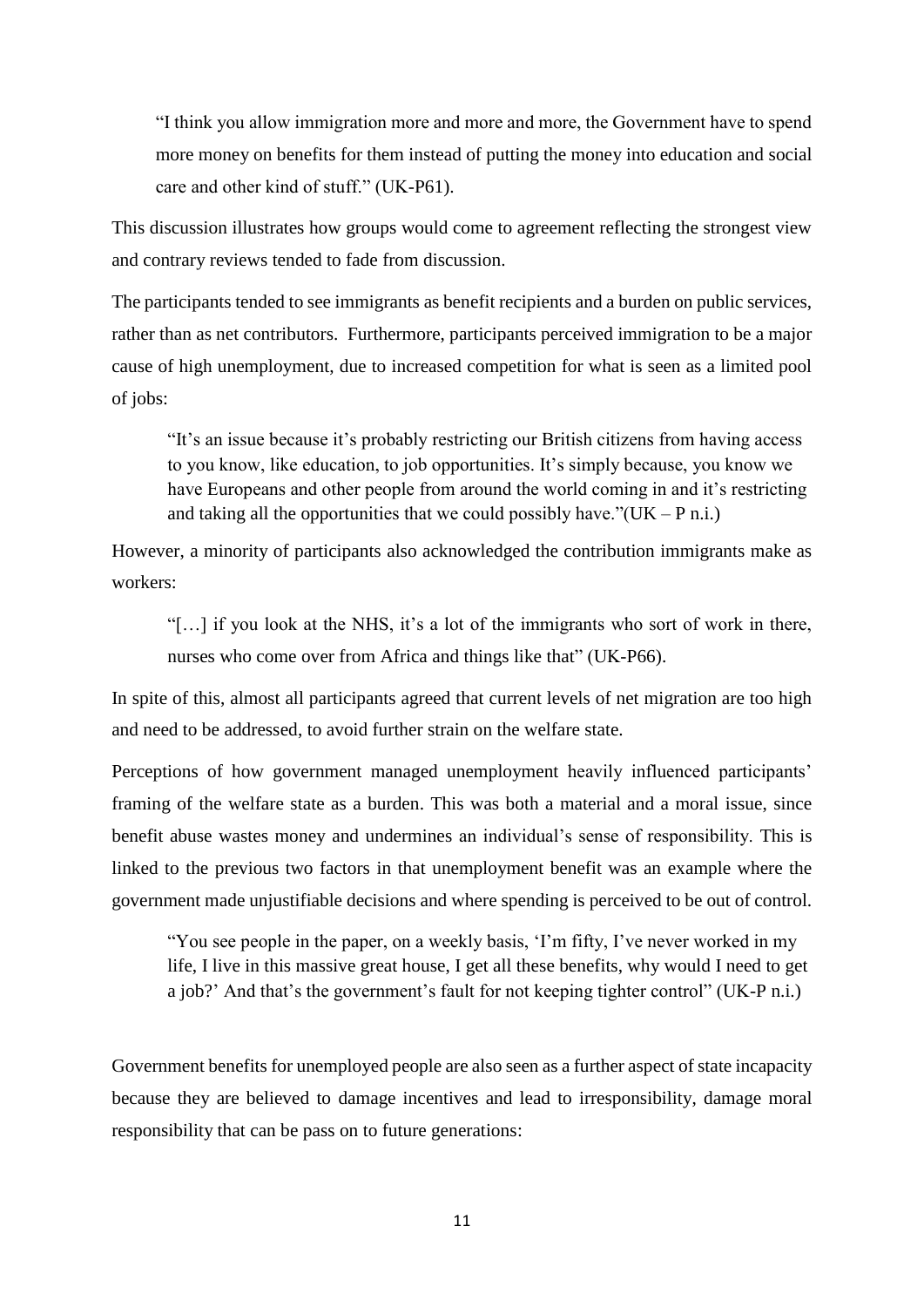> "I think you allow immigration more and more and more, the Government have to spend more money on benefits for them instead of putting the money into education and social care and other kind of stuff." (UK-P61).

This discussion illustrates how groups would come to agreement reflecting the strongest view and contrary reviews tended to fade from discussion.

The participants tended to see immigrants as benefit recipients and a burden on public services, rather than as net contributors. Furthermore, participants perceived immigration to be a major cause of high unemployment, due to increased competition for what is seen as a limited pool of jobs:

> "It's an issue because it's probably restricting our British citizens from having access to you know, like education, to job opportunities. It's simply because, you know we have Europeans and other people from around the world coming in and it's restricting and taking all the opportunities that we could possibly have."(UK – P n.i.)

However, a minority of participants also acknowledged the contribution immigrants make as workers:

> "[…] if you look at the NHS, it's a lot of the immigrants who sort of work in there, nurses who come over from Africa and things like that" (UK-P66).

In spite of this, almost all participants agreed that current levels of net migration are too high and need to be addressed, to avoid further strain on the welfare state.

Perceptions of how government managed unemployment heavily influenced participants' framing of the welfare state as a burden. This was both a material and a moral issue, since benefit abuse wastes money and undermines an individual's sense of responsibility. This is linked to the previous two factors in that unemployment benefit was an example where the government made unjustifiable decisions and where spending is perceived to be out of control.

> "You see people in the paper, on a weekly basis, 'I'm fifty, I've never worked in my life, I live in this massive great house, I get all these benefits, why would I need to get a job?' And that's the government's fault for not keeping tighter control" (UK-P n.i.)

Government benefits for unemployed people are also seen as a further aspect of state incapacity because they are believed to damage incentives and lead to irresponsibility, damage moral responsibility that can be pass on to future generations: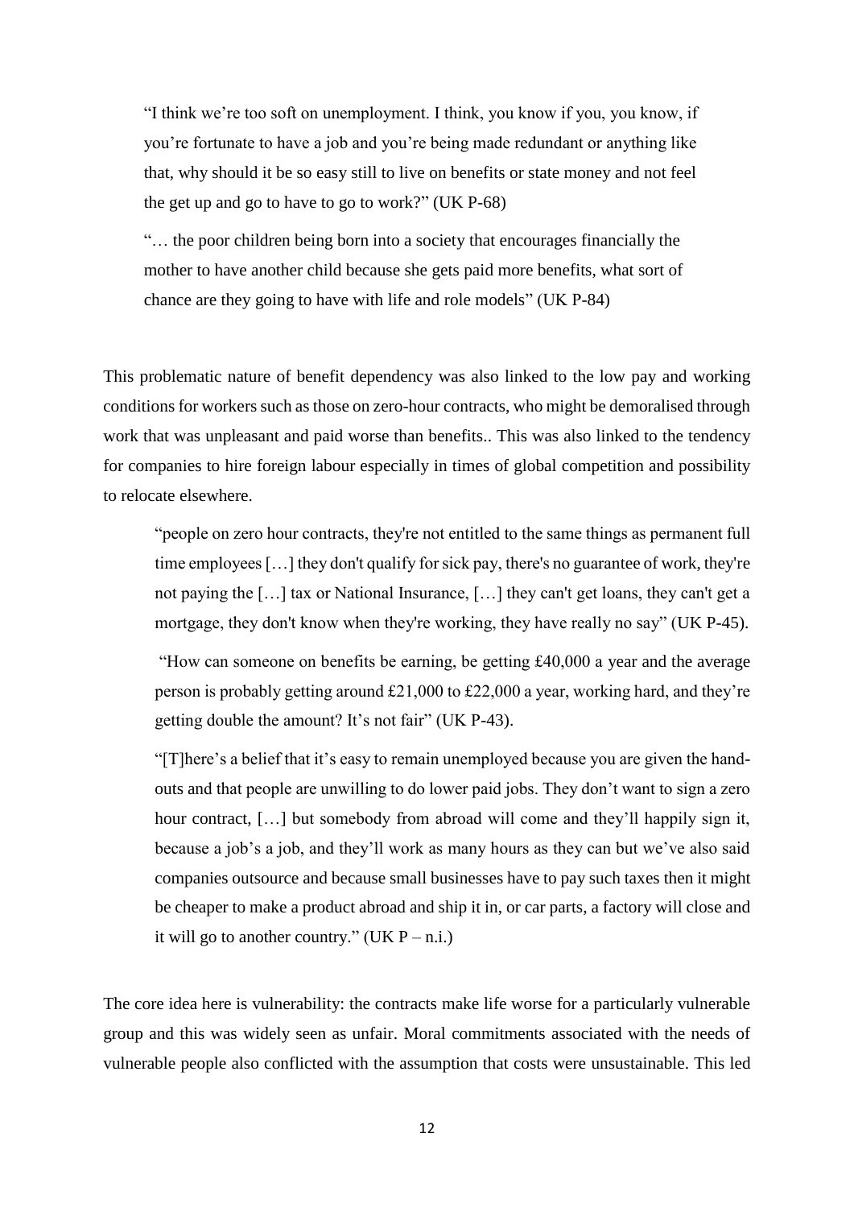> "I think we're too soft on unemployment. I think, you know if you, you know, if you're fortunate to have a job and you're being made redundant or anything like that, why should it be so easy still to live on benefits or state money and not feel the get up and go to have to go to work?" (UK P-68)

> "… the poor children being born into a society that encourages financially the mother to have another child because she gets paid more benefits, what sort of chance are they going to have with life and role models" (UK P-84)

This problematic nature of benefit dependency was also linked to the low pay and working conditions for workers such as those on zero-hour contracts, who might be demoralised through work that was unpleasant and paid worse than benefits.. This was also linked to the tendency for companies to hire foreign labour especially in times of global competition and possibility to relocate elsewhere.

> "people on zero hour contracts, they're not entitled to the same things as permanent full time employees […] they don't qualify for sick pay, there's no guarantee of work, they're not paying the […] tax or National Insurance, […] they can't get loans, they can't get a mortgage, they don't know when they're working, they have really no say" (UK P-45).

> "How can someone on benefits be earning, be getting £40,000 a year and the average person is probably getting around £21,000 to £22,000 a year, working hard, and they're getting double the amount? It's not fair" (UK P-43).

> "[T]here's a belief that it's easy to remain unemployed because you are given the hand-outs and that people are unwilling to do lower paid jobs. They don't want to sign a zero hour contract, […] but somebody from abroad will come and they'll happily sign it, because a job's a job, and they'll work as many hours as they can but we've also said companies outsource and because small businesses have to pay such taxes then it might be cheaper to make a product abroad and ship it in, or car parts, a factory will close and it will go to another country." (UK P – n.i.)

The core idea here is vulnerability: the contracts make life worse for a particularly vulnerable group and this was widely seen as unfair. Moral commitments associated with the needs of vulnerable people also conflicted with the assumption that costs were unsustainable. This led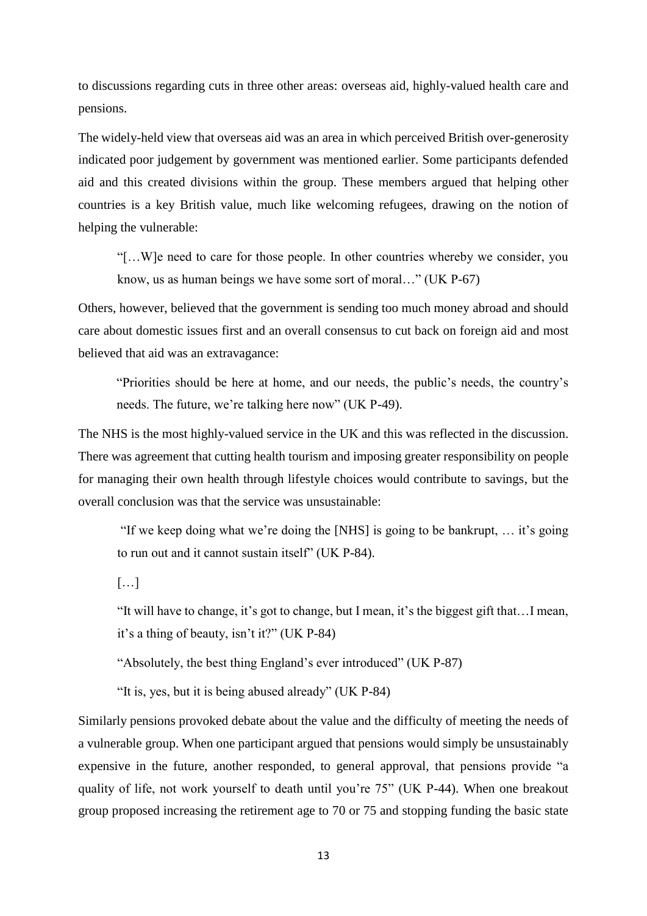to discussions regarding cuts in three other areas: overseas aid, highly-valued health care and pensions.

The widely-held view that overseas aid was an area in which perceived British over-generosity indicated poor judgement by government was mentioned earlier. Some participants defended aid and this created divisions within the group. These members argued that helping other countries is a key British value, much like welcoming refugees, drawing on the notion of helping the vulnerable:

> "[…W]e need to care for those people. In other countries whereby we consider, you know, us as human beings we have some sort of moral…" (UK P-67)

Others, however, believed that the government is sending too much money abroad and should care about domestic issues first and an overall consensus to cut back on foreign aid and most believed that aid was an extravagance:

> "Priorities should be here at home, and our needs, the public's needs, the country's needs. The future, we're talking here now" (UK P-49).

The NHS is the most highly-valued service in the UK and this was reflected in the discussion. There was agreement that cutting health tourism and imposing greater responsibility on people for managing their own health through lifestyle choices would contribute to savings, but the overall conclusion was that the service was unsustainable:

> "If we keep doing what we're doing the [NHS] is going to be bankrupt, … it's going to run out and it cannot sustain itself" (UK P-84).
>
> […]
>
> "It will have to change, it's got to change, but I mean, it's the biggest gift that…I mean, it's a thing of beauty, isn't it?" (UK P-84)
>
> "Absolutely, the best thing England's ever introduced" (UK P-87)
>
> "It is, yes, but it is being abused already" (UK P-84)

Similarly pensions provoked debate about the value and the difficulty of meeting the needs of a vulnerable group. When one participant argued that pensions would simply be unsustainably expensive in the future, another responded, to general approval, that pensions provide "a quality of life, not work yourself to death until you're 75" (UK P-44). When one breakout group proposed increasing the retirement age to 70 or 75 and stopping funding the basic state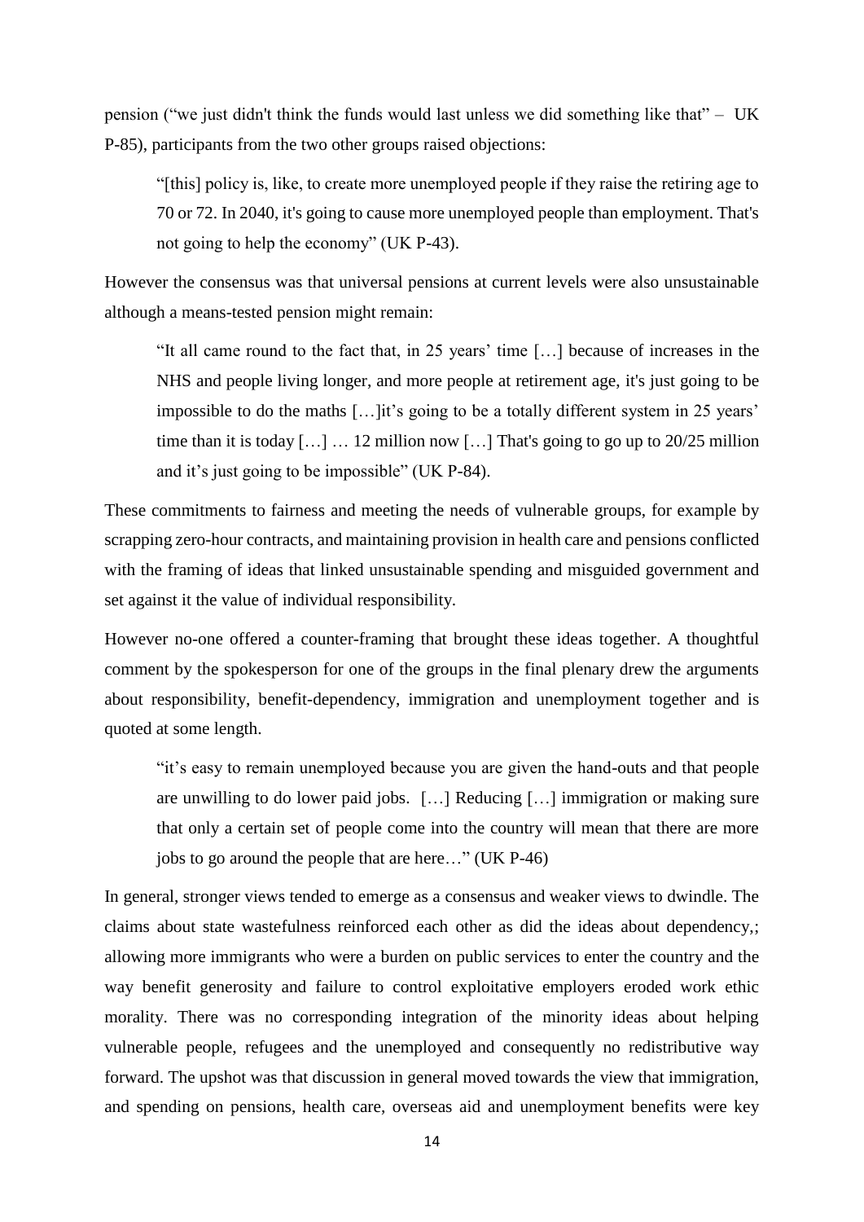pension ("we just didn't think the funds would last unless we did something like that" – UK P-85), participants from the two other groups raised objections:

> "[this] policy is, like, to create more unemployed people if they raise the retiring age to 70 or 72. In 2040, it's going to cause more unemployed people than employment. That's not going to help the economy" (UK P-43).

However the consensus was that universal pensions at current levels were also unsustainable although a means-tested pension might remain:

> "It all came round to the fact that, in 25 years' time […] because of increases in the NHS and people living longer, and more people at retirement age, it's just going to be impossible to do the maths […]it's going to be a totally different system in 25 years' time than it is today […] … 12 million now […] That's going to go up to 20/25 million and it's just going to be impossible" (UK P-84).

These commitments to fairness and meeting the needs of vulnerable groups, for example by scrapping zero-hour contracts, and maintaining provision in health care and pensions conflicted with the framing of ideas that linked unsustainable spending and misguided government and set against it the value of individual responsibility.

However no-one offered a counter-framing that brought these ideas together. A thoughtful comment by the spokesperson for one of the groups in the final plenary drew the arguments about responsibility, benefit-dependency, immigration and unemployment together and is quoted at some length.

> "it's easy to remain unemployed because you are given the hand-outs and that people are unwilling to do lower paid jobs. […] Reducing […] immigration or making sure that only a certain set of people come into the country will mean that there are more jobs to go around the people that are here…" (UK P-46)

In general, stronger views tended to emerge as a consensus and weaker views to dwindle. The claims about state wastefulness reinforced each other as did the ideas about dependency,; allowing more immigrants who were a burden on public services to enter the country and the way benefit generosity and failure to control exploitative employers eroded work ethic morality. There was no corresponding integration of the minority ideas about helping vulnerable people, refugees and the unemployed and consequently no redistributive way forward. The upshot was that discussion in general moved towards the view that immigration, and spending on pensions, health care, overseas aid and unemployment benefits were key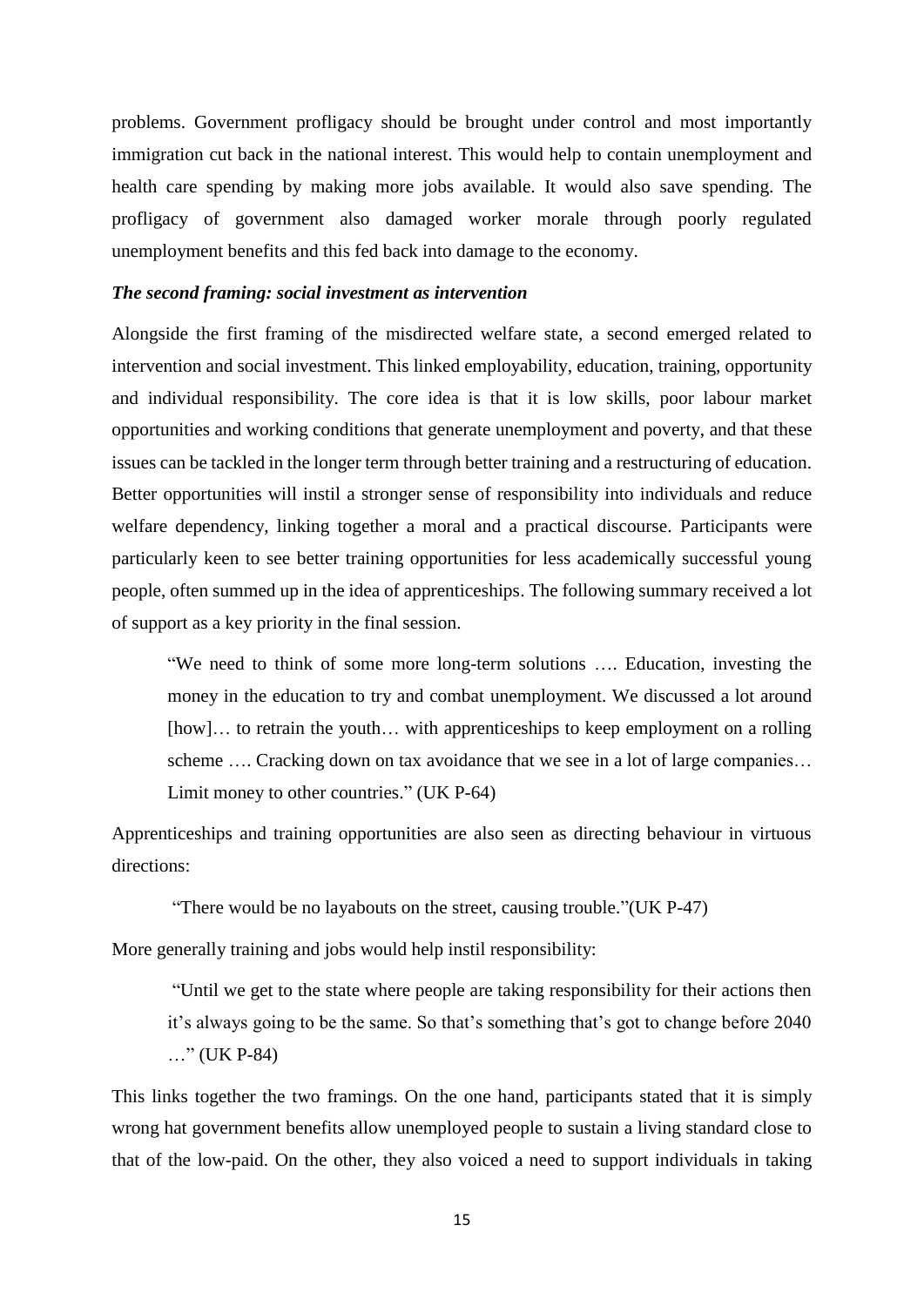problems. Government profligacy should be brought under control and most importantly immigration cut back in the national interest. This would help to contain unemployment and health care spending by making more jobs available. It would also save spending. The profligacy of government also damaged worker morale through poorly regulated unemployment benefits and this fed back into damage to the economy.

***The second framing: social investment as intervention***

Alongside the first framing of the misdirected welfare state, a second emerged related to intervention and social investment. This linked employability, education, training, opportunity and individual responsibility. The core idea is that it is low skills, poor labour market opportunities and working conditions that generate unemployment and poverty, and that these issues can be tackled in the longer term through better training and a restructuring of education. Better opportunities will instil a stronger sense of responsibility into individuals and reduce welfare dependency, linking together a moral and a practical discourse. Participants were particularly keen to see better training opportunities for less academically successful young people, often summed up in the idea of apprenticeships. The following summary received a lot of support as a key priority in the final session.

> "We need to think of some more long-term solutions …. Education, investing the money in the education to try and combat unemployment. We discussed a lot around [how]… to retrain the youth… with apprenticeships to keep employment on a rolling scheme …. Cracking down on tax avoidance that we see in a lot of large companies… Limit money to other countries." (UK P-64)

Apprenticeships and training opportunities are also seen as directing behaviour in virtuous directions:

> "There would be no layabouts on the street, causing trouble."(UK P-47)

More generally training and jobs would help instil responsibility:

> "Until we get to the state where people are taking responsibility for their actions then it's always going to be the same. So that's something that's got to change before 2040 …" (UK P-84)

This links together the two framings. On the one hand, participants stated that it is simply wrong hat government benefits allow unemployed people to sustain a living standard close to that of the low-paid. On the other, they also voiced a need to support individuals in taking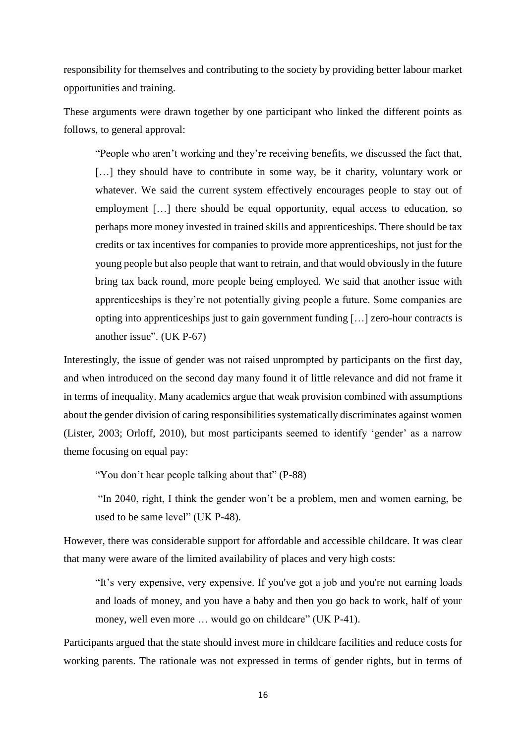responsibility for themselves and contributing to the society by providing better labour market opportunities and training.

These arguments were drawn together by one participant who linked the different points as follows, to general approval:

> "People who aren't working and they're receiving benefits, we discussed the fact that, […] they should have to contribute in some way, be it charity, voluntary work or whatever. We said the current system effectively encourages people to stay out of employment […] there should be equal opportunity, equal access to education, so perhaps more money invested in trained skills and apprenticeships. There should be tax credits or tax incentives for companies to provide more apprenticeships, not just for the young people but also people that want to retrain, and that would obviously in the future bring tax back round, more people being employed. We said that another issue with apprenticeships is they're not potentially giving people a future. Some companies are opting into apprenticeships just to gain government funding […] zero-hour contracts is another issue". (UK P-67)

Interestingly, the issue of gender was not raised unprompted by participants on the first day, and when introduced on the second day many found it of little relevance and did not frame it in terms of inequality. Many academics argue that weak provision combined with assumptions about the gender division of caring responsibilities systematically discriminates against women (Lister, 2003; Orloff, 2010), but most participants seemed to identify 'gender' as a narrow theme focusing on equal pay:

> "You don't hear people talking about that" (P-88)

> "In 2040, right, I think the gender won't be a problem, men and women earning, be used to be same level" (UK P-48).

However, there was considerable support for affordable and accessible childcare. It was clear that many were aware of the limited availability of places and very high costs:

> "It's very expensive, very expensive. If you've got a job and you're not earning loads and loads of money, and you have a baby and then you go back to work, half of your money, well even more … would go on childcare" (UK P-41).

Participants argued that the state should invest more in childcare facilities and reduce costs for working parents. The rationale was not expressed in terms of gender rights, but in terms of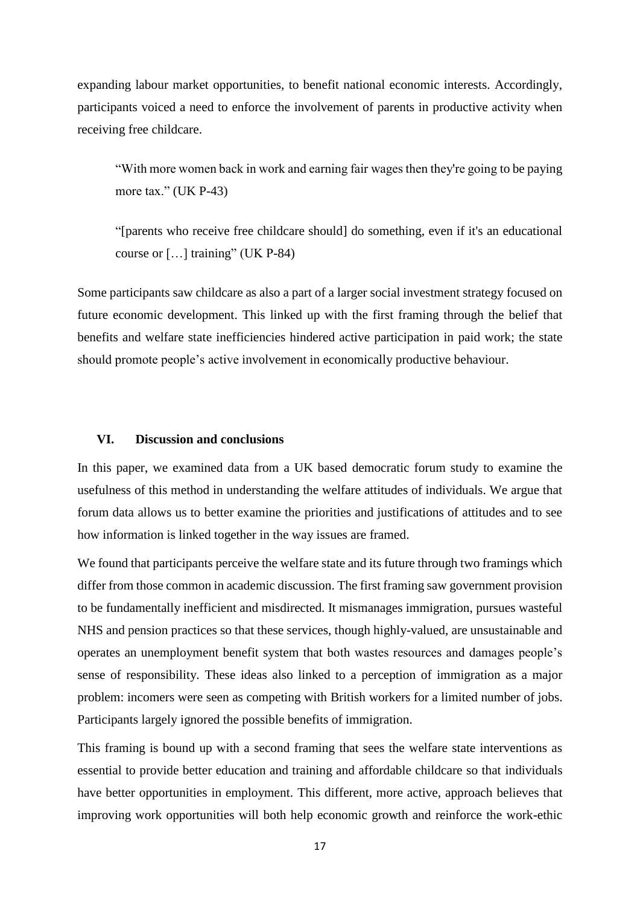expanding labour market opportunities, to benefit national economic interests. Accordingly, participants voiced a need to enforce the involvement of parents in productive activity when receiving free childcare.

> "With more women back in work and earning fair wages then they're going to be paying more tax." (UK P-43)

> "[parents who receive free childcare should] do something, even if it's an educational course or […] training" (UK P-84)

Some participants saw childcare as also a part of a larger social investment strategy focused on future economic development. This linked up with the first framing through the belief that benefits and welfare state inefficiencies hindered active participation in paid work; the state should promote people's active involvement in economically productive behaviour.

## VI. Discussion and conclusions

In this paper, we examined data from a UK based democratic forum study to examine the usefulness of this method in understanding the welfare attitudes of individuals. We argue that forum data allows us to better examine the priorities and justifications of attitudes and to see how information is linked together in the way issues are framed.

We found that participants perceive the welfare state and its future through two framings which differ from those common in academic discussion. The first framing saw government provision to be fundamentally inefficient and misdirected. It mismanages immigration, pursues wasteful NHS and pension practices so that these services, though highly-valued, are unsustainable and operates an unemployment benefit system that both wastes resources and damages people's sense of responsibility. These ideas also linked to a perception of immigration as a major problem: incomers were seen as competing with British workers for a limited number of jobs. Participants largely ignored the possible benefits of immigration.

This framing is bound up with a second framing that sees the welfare state interventions as essential to provide better education and training and affordable childcare so that individuals have better opportunities in employment. This different, more active, approach believes that improving work opportunities will both help economic growth and reinforce the work-ethic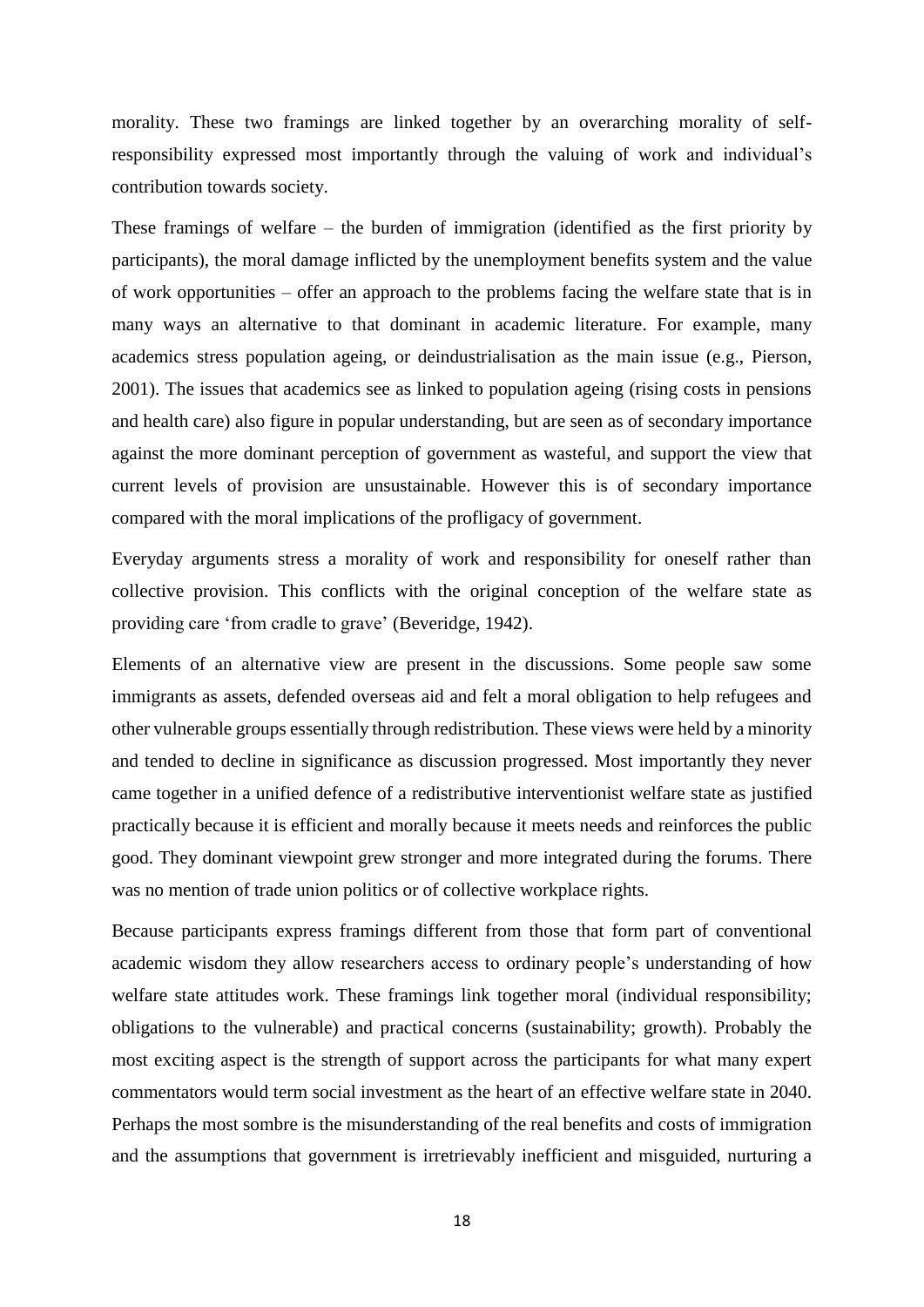morality. These two framings are linked together by an overarching morality of self-responsibility expressed most importantly through the valuing of work and individual's contribution towards society.

These framings of welfare – the burden of immigration (identified as the first priority by participants), the moral damage inflicted by the unemployment benefits system and the value of work opportunities – offer an approach to the problems facing the welfare state that is in many ways an alternative to that dominant in academic literature. For example, many academics stress population ageing, or deindustrialisation as the main issue (e.g., Pierson, 2001). The issues that academics see as linked to population ageing (rising costs in pensions and health care) also figure in popular understanding, but are seen as of secondary importance against the more dominant perception of government as wasteful, and support the view that current levels of provision are unsustainable. However this is of secondary importance compared with the moral implications of the profligacy of government.

Everyday arguments stress a morality of work and responsibility for oneself rather than collective provision. This conflicts with the original conception of the welfare state as providing care 'from cradle to grave' (Beveridge, 1942).

Elements of an alternative view are present in the discussions. Some people saw some immigrants as assets, defended overseas aid and felt a moral obligation to help refugees and other vulnerable groups essentially through redistribution. These views were held by a minority and tended to decline in significance as discussion progressed. Most importantly they never came together in a unified defence of a redistributive interventionist welfare state as justified practically because it is efficient and morally because it meets needs and reinforces the public good. They dominant viewpoint grew stronger and more integrated during the forums. There was no mention of trade union politics or of collective workplace rights.

Because participants express framings different from those that form part of conventional academic wisdom they allow researchers access to ordinary people's understanding of how welfare state attitudes work. These framings link together moral (individual responsibility; obligations to the vulnerable) and practical concerns (sustainability; growth). Probably the most exciting aspect is the strength of support across the participants for what many expert commentators would term social investment as the heart of an effective welfare state in 2040. Perhaps the most sombre is the misunderstanding of the real benefits and costs of immigration and the assumptions that government is irretrievably inefficient and misguided, nurturing a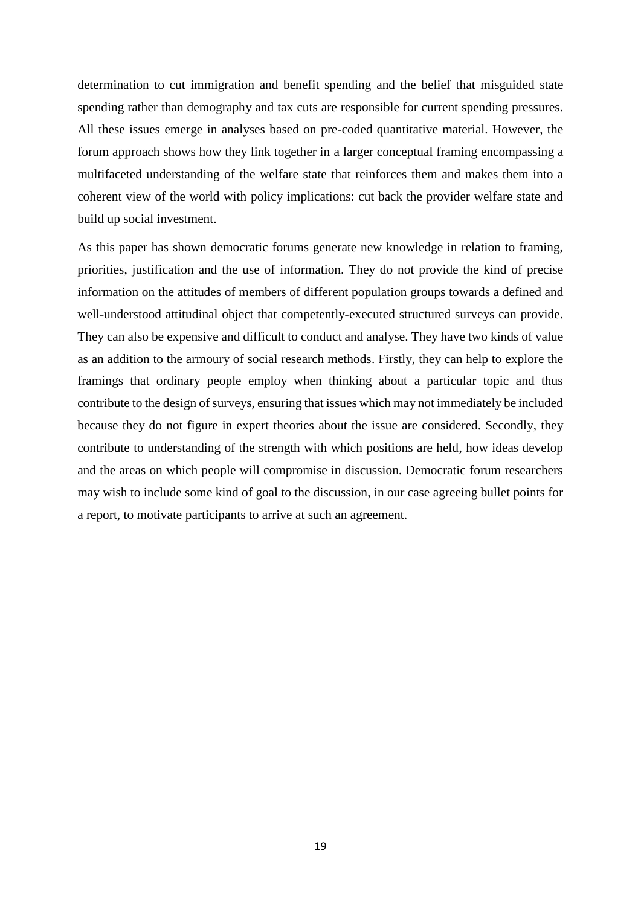determination to cut immigration and benefit spending and the belief that misguided state spending rather than demography and tax cuts are responsible for current spending pressures. All these issues emerge in analyses based on pre-coded quantitative material. However, the forum approach shows how they link together in a larger conceptual framing encompassing a multifaceted understanding of the welfare state that reinforces them and makes them into a coherent view of the world with policy implications: cut back the provider welfare state and build up social investment.

As this paper has shown democratic forums generate new knowledge in relation to framing, priorities, justification and the use of information. They do not provide the kind of precise information on the attitudes of members of different population groups towards a defined and well-understood attitudinal object that competently-executed structured surveys can provide. They can also be expensive and difficult to conduct and analyse. They have two kinds of value as an addition to the armoury of social research methods. Firstly, they can help to explore the framings that ordinary people employ when thinking about a particular topic and thus contribute to the design of surveys, ensuring that issues which may not immediately be included because they do not figure in expert theories about the issue are considered. Secondly, they contribute to understanding of the strength with which positions are held, how ideas develop and the areas on which people will compromise in discussion. Democratic forum researchers may wish to include some kind of goal to the discussion, in our case agreeing bullet points for a report, to motivate participants to arrive at such an agreement.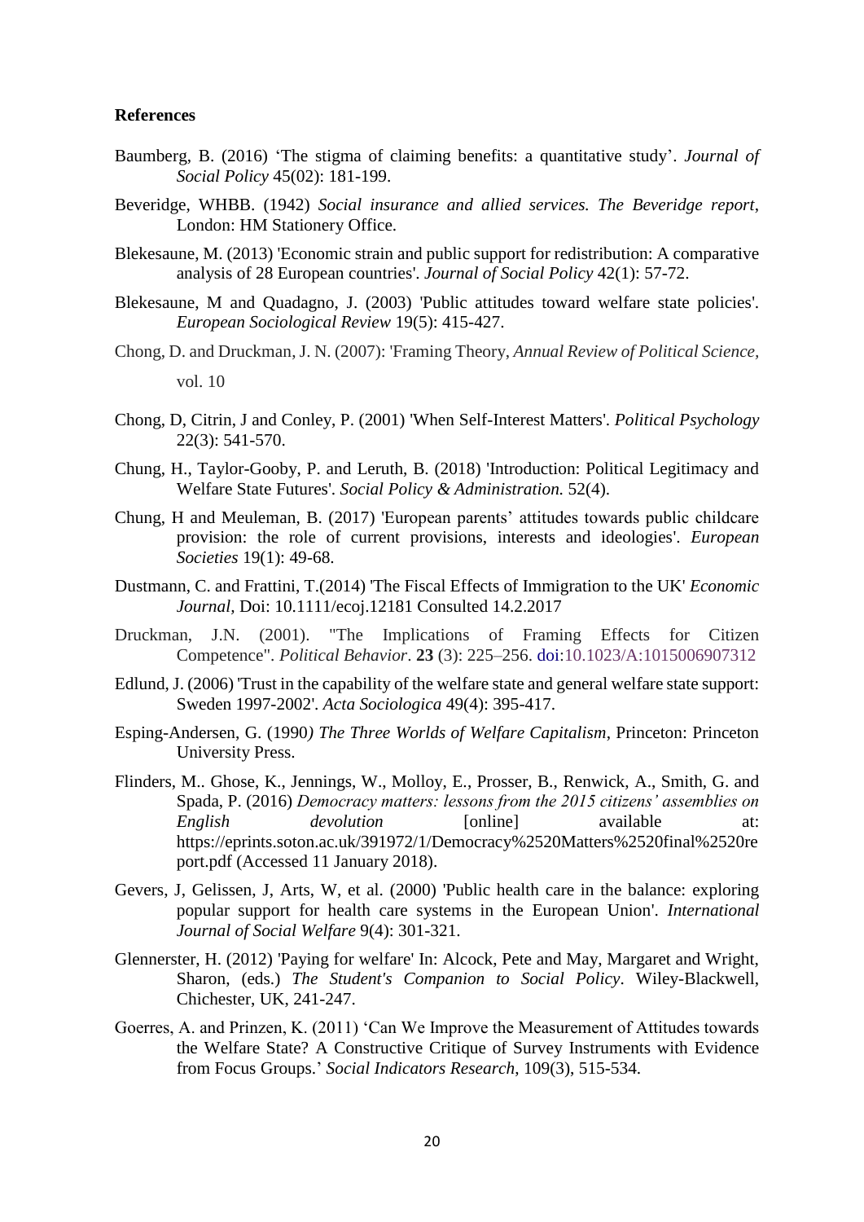**References**

Baumberg, B. (2016) 'The stigma of claiming benefits: a quantitative study'. *Journal of Social Policy* 45(02): 181-199.

Beveridge, WHBB. (1942) *Social insurance and allied services. The Beveridge report*, London: HM Stationery Office.

Blekesaune, M. (2013) 'Economic strain and public support for redistribution: A comparative analysis of 28 European countries'. *Journal of Social Policy* 42(1): 57-72.

Blekesaune, M and Quadagno, J. (2003) 'Public attitudes toward welfare state policies'. *European Sociological Review* 19(5): 415-427.

Chong, D. and Druckman, J. N. (2007): 'Framing Theory, *Annual Review of Political Science*, vol. 10

Chong, D, Citrin, J and Conley, P. (2001) 'When Self-Interest Matters'. *Political Psychology* 22(3): 541-570.

Chung, H., Taylor-Gooby, P. and Leruth, B. (2018) 'Introduction: Political Legitimacy and Welfare State Futures'. *Social Policy & Administration.* 52(4).

Chung, H and Meuleman, B. (2017) 'European parents' attitudes towards public childcare provision: the role of current provisions, interests and ideologies'. *European Societies* 19(1): 49-68.

Dustmann, C. and Frattini, T.(2014) 'The Fiscal Effects of Immigration to the UK' *Economic Journal*, Doi: 10.1111/ecoj.12181 Consulted 14.2.2017

Druckman, J.N. (2001). "The Implications of Framing Effects for Citizen Competence". *Political Behavior*. **23** (3): 225–256. doi:10.1023/A:1015006907312

Edlund, J. (2006) 'Trust in the capability of the welfare state and general welfare state support: Sweden 1997-2002'. *Acta Sociologica* 49(4): 395-417.

Esping-Andersen, G. (1990*) The Three Worlds of Welfare Capitalism*, Princeton: Princeton University Press.

Flinders, M.. Ghose, K., Jennings, W., Molloy, E., Prosser, B., Renwick, A., Smith, G. and Spada, P. (2016) *Democracy matters: lessons from the 2015 citizens' assemblies on English devolution* [online] available at: https://eprints.soton.ac.uk/391972/1/Democracy%2520Matters%2520final%2520report.pdf (Accessed 11 January 2018).

Gevers, J, Gelissen, J, Arts, W, et al. (2000) 'Public health care in the balance: exploring popular support for health care systems in the European Union'. *International Journal of Social Welfare* 9(4): 301-321.

Glennerster, H. (2012) 'Paying for welfare' In: Alcock, Pete and May, Margaret and Wright, Sharon, (eds.) *The Student's Companion to Social Policy*. Wiley-Blackwell, Chichester, UK, 241-247.

Goerres, A. and Prinzen, K. (2011) 'Can We Improve the Measurement of Attitudes towards the Welfare State? A Constructive Critique of Survey Instruments with Evidence from Focus Groups.' *Social Indicators Research*, 109(3), 515-534.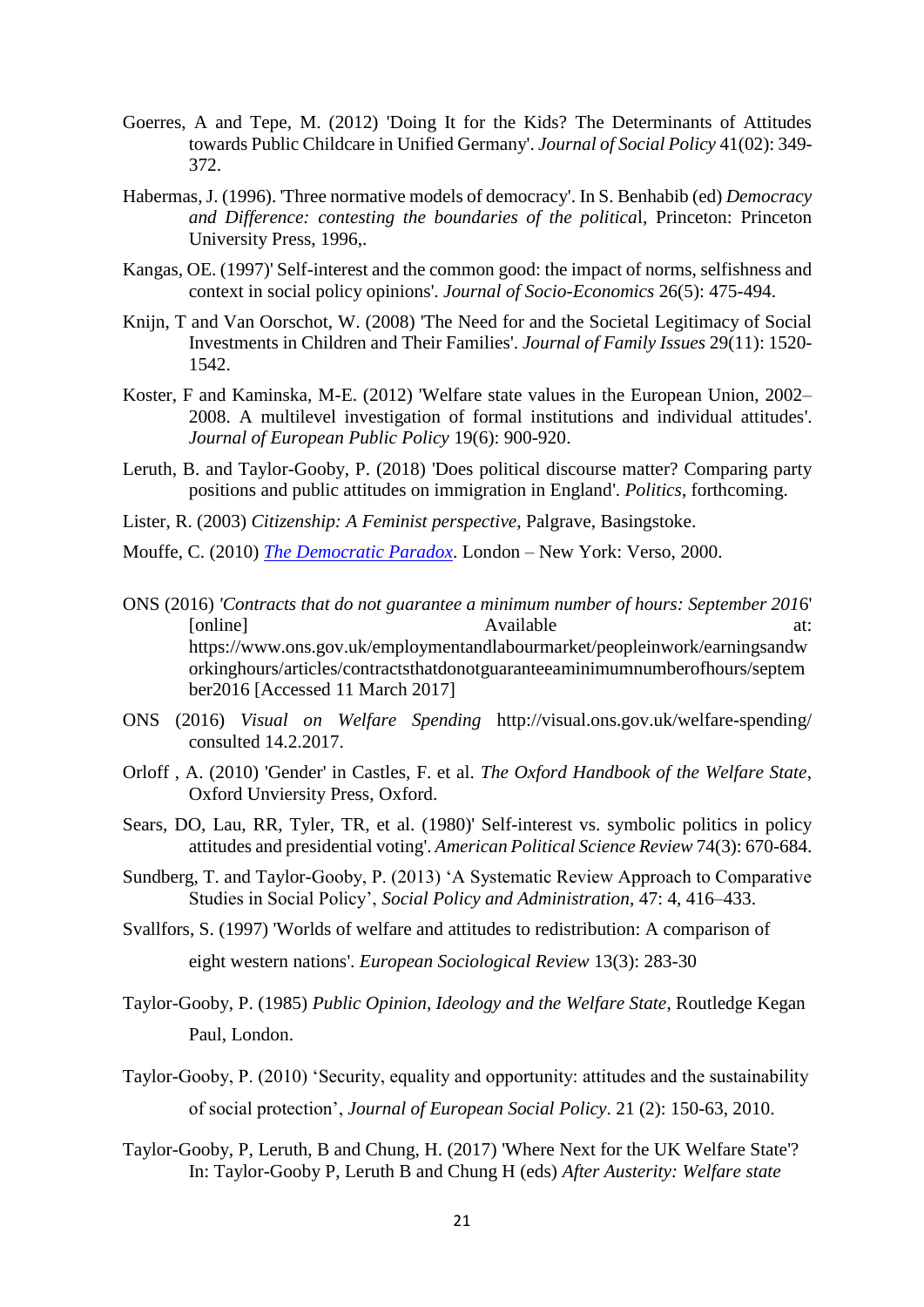Goerres, A and Tepe, M. (2012) 'Doing It for the Kids? The Determinants of Attitudes towards Public Childcare in Unified Germany'. *Journal of Social Policy* 41(02): 349-372.

Habermas, J. (1996). 'Three normative models of democracy'. In S. Benhabib (ed) *Democracy and Difference: contesting the boundaries of the politica*l, Princeton: Princeton University Press, 1996,.

Kangas, OE. (1997)' Self-interest and the common good: the impact of norms, selfishness and context in social policy opinions'. *Journal of Socio-Economics* 26(5): 475-494.

Knijn, T and Van Oorschot, W. (2008) 'The Need for and the Societal Legitimacy of Social Investments in Children and Their Families'. *Journal of Family Issues* 29(11): 1520-1542.

Koster, F and Kaminska, M-E. (2012) 'Welfare state values in the European Union, 2002–2008. A multilevel investigation of formal institutions and individual attitudes'. *Journal of European Public Policy* 19(6): 900-920.

Leruth, B. and Taylor-Gooby, P. (2018) 'Does political discourse matter? Comparing party positions and public attitudes on immigration in England'. *Politics*, forthcoming.

Lister, R. (2003) *Citizenship: A Feminist perspective*, Palgrave, Basingstoke.

Mouffe, C. (2010) *The Democratic Paradox*. London – New York: Verso, 2000.

ONS (2016) '*Contracts that do not guarantee a minimum number of hours: September 2016*' [online] Available at: https://www.ons.gov.uk/employmentandlabourmarket/peopleinwork/earningsandworkinghours/articles/contractsthatdonotguaranteeaminimumnumberofhours/september2016 [Accessed 11 March 2017]

ONS (2016) *Visual on Welfare Spending* http://visual.ons.gov.uk/welfare-spending/ consulted 14.2.2017.

Orloff , A. (2010) 'Gender' in Castles, F. et al. *The Oxford Handbook of the Welfare State*, Oxford Unviersity Press, Oxford.

Sears, DO, Lau, RR, Tyler, TR, et al. (1980)' Self-interest vs. symbolic politics in policy attitudes and presidential voting'. *American Political Science Review* 74(3): 670-684.

Sundberg, T. and Taylor-Gooby, P. (2013) 'A Systematic Review Approach to Comparative Studies in Social Policy', *Social Policy and Administration*, 47: 4, 416–433.

Svallfors, S. (1997) 'Worlds of welfare and attitudes to redistribution: A comparison of eight western nations'. *European Sociological Review* 13(3): 283-30

Taylor-Gooby, P. (1985) *Public Opinion, Ideology and the Welfare State*, Routledge Kegan Paul, London.

Taylor-Gooby, P. (2010) 'Security, equality and opportunity: attitudes and the sustainability of social protection', *Journal of European Social Policy*. 21 (2): 150-63, 2010.

Taylor-Gooby, P, Leruth, B and Chung, H. (2017) 'Where Next for the UK Welfare State'? In: Taylor-Gooby P, Leruth B and Chung H (eds) *After Austerity: Welfare state*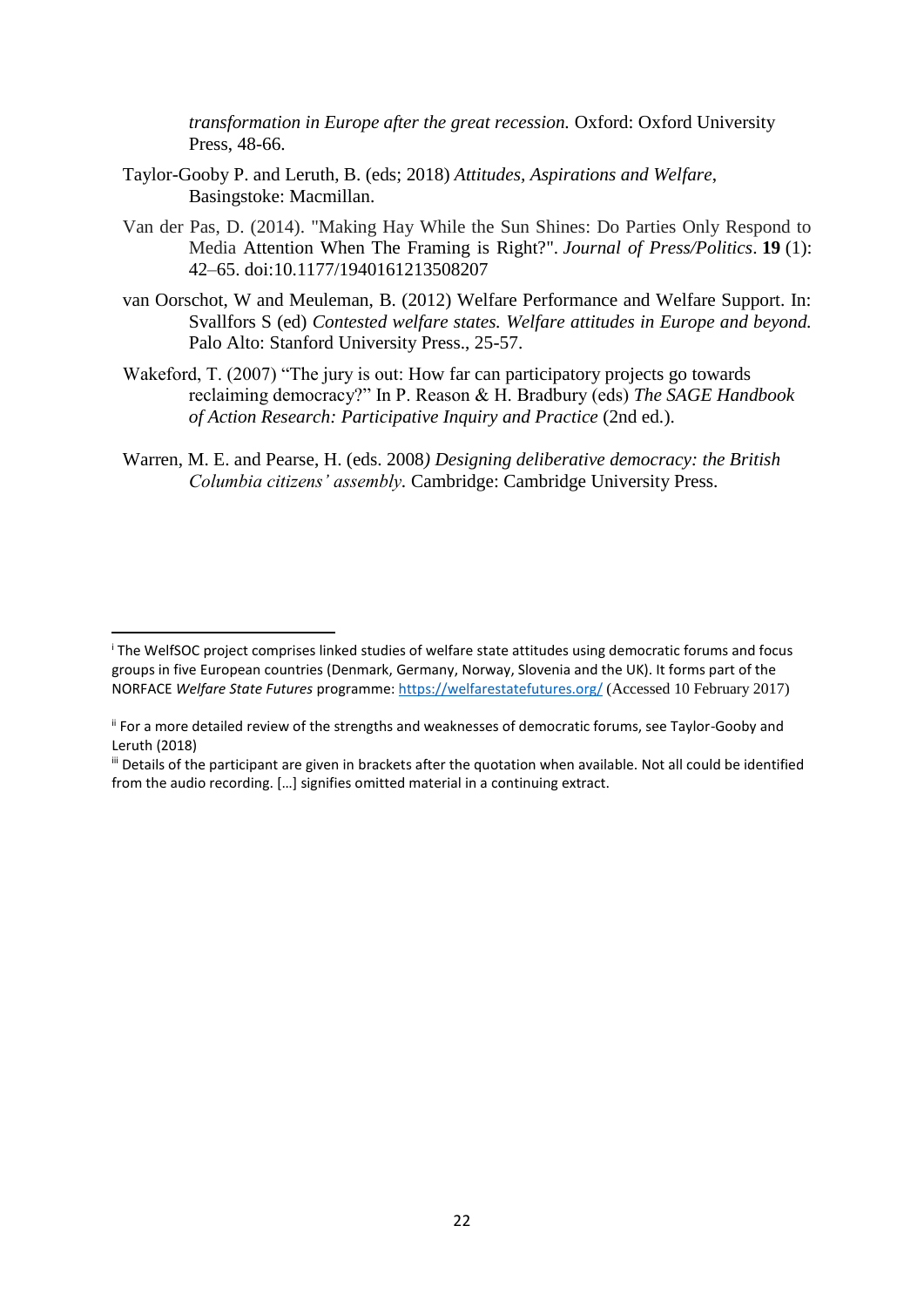*transformation in Europe after the great recession.* Oxford: Oxford University Press, 48-66.

Taylor-Gooby P. and Leruth, B. (eds; 2018) *Attitudes, Aspirations and Welfare*, Basingstoke: Macmillan.

Van der Pas, D. (2014). "Making Hay While the Sun Shines: Do Parties Only Respond to Media Attention When The Framing is Right?". *Journal of Press/Politics*. **19** (1): 42–65. doi:10.1177/1940161213508207

van Oorschot, W and Meuleman, B. (2012) Welfare Performance and Welfare Support. In: Svallfors S (ed) *Contested welfare states. Welfare attitudes in Europe and beyond.* Palo Alto: Stanford University Press., 25-57.

Wakeford, T. (2007) "The jury is out: How far can participatory projects go towards reclaiming democracy?" In P. Reason & H. Bradbury (eds) *The SAGE Handbook of Action Research: Participative Inquiry and Practice* (2nd ed.).

Warren, M. E. and Pearse, H. (eds. 2008*) Designing deliberative democracy: the British Columbia citizens' assembly*. Cambridge: Cambridge University Press.

---

[i] The WelfSOC project comprises linked studies of welfare state attitudes using democratic forums and focus groups in five European countries (Denmark, Germany, Norway, Slovenia and the UK). It forms part of the NORFACE *Welfare State Futures* programme: https://welfarestatefutures.org/ (Accessed 10 February 2017)

[ii] For a more detailed review of the strengths and weaknesses of democratic forums, see Taylor-Gooby and Leruth (2018)

[iii] Details of the participant are given in brackets after the quotation when available. Not all could be identified from the audio recording. […] signifies omitted material in a continuing extract.